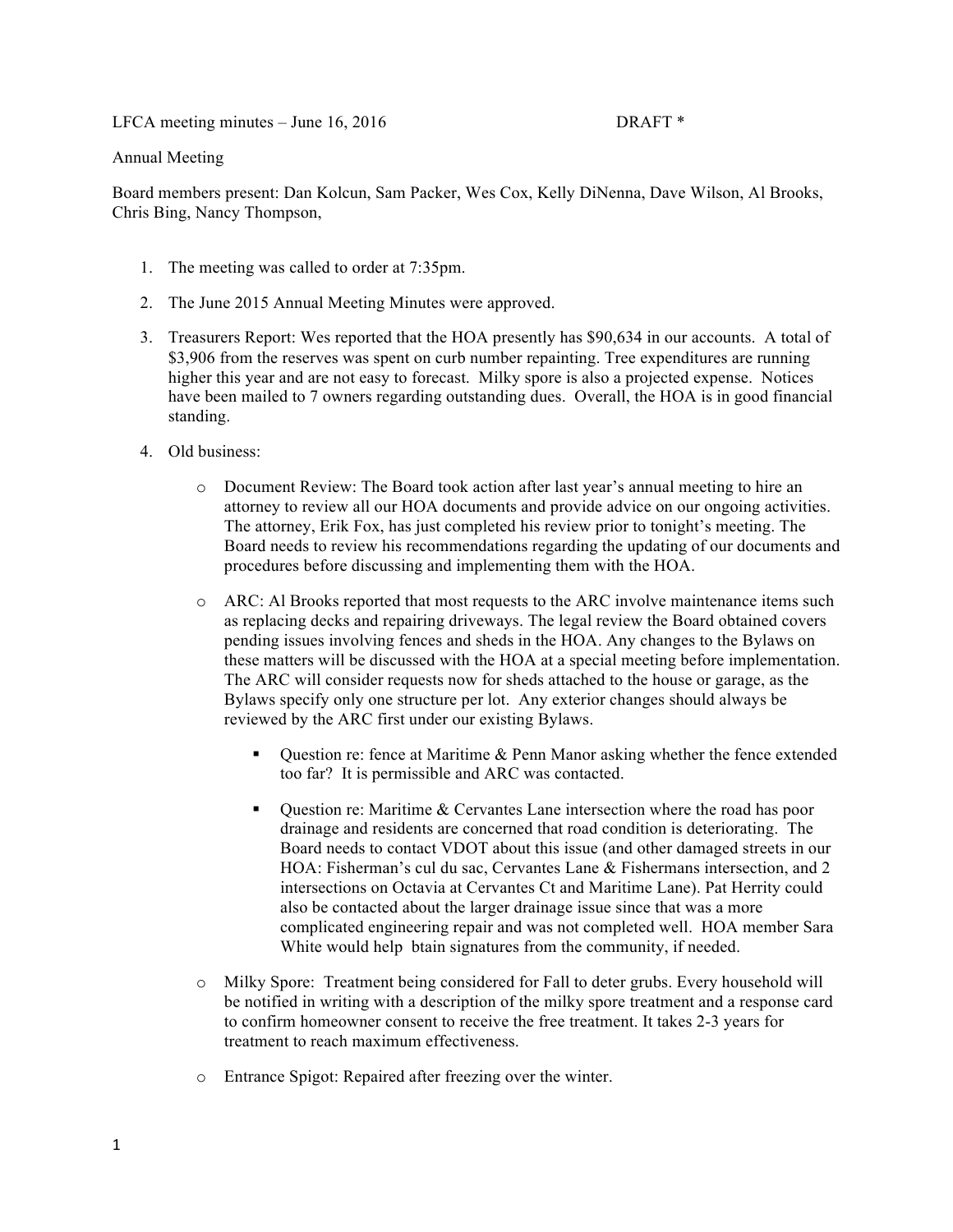LFCA meeting minutes – June 16, 2016 DRAFT *

Annual Meeting

Board members present: Dan Kolcun, Sam Packer, Wes Cox, Kelly DiNenna, Dave Wilson, Al Brooks, Chris Bing, Nancy Thompson,

1. The meeting was called to order at 7:35pm.

2. The June 2015 Annual Meeting Minutes were approved.

3. Treasurers Report: Wes reported that the HOA presently has $90,634 in our accounts. A total of $3,906 from the reserves was spent on curb number repainting. Tree expenditures are running higher this year and are not easy to forecast. Milky spore is also a projected expense. Notices have been mailed to 7 owners regarding outstanding dues. Overall, the HOA is in good financial standing.

4. Old business:

   - Document Review: The Board took action after last year's annual meeting to hire an attorney to review all our HOA documents and provide advice on our ongoing activities. The attorney, Erik Fox, has just completed his review prior to tonight's meeting. The Board needs to review his recommendations regarding the updating of our documents and procedures before discussing and implementing them with the HOA.

   - ARC: Al Brooks reported that most requests to the ARC involve maintenance items such as replacing decks and repairing driveways. The legal review the Board obtained covers pending issues involving fences and sheds in the HOA. Any changes to the Bylaws on these matters will be discussed with the HOA at a special meeting before implementation. The ARC will consider requests now for sheds attached to the house or garage, as the Bylaws specify only one structure per lot. Any exterior changes should always be reviewed by the ARC first under our existing Bylaws.

     - Question re: fence at Maritime & Penn Manor asking whether the fence extended too far? It is permissible and ARC was contacted.

     - Question re: Maritime & Cervantes Lane intersection where the road has poor drainage and residents are concerned that road condition is deteriorating. The Board needs to contact VDOT about this issue (and other damaged streets in our HOA: Fisherman's cul du sac, Cervantes Lane & Fishermans intersection, and 2 intersections on Octavia at Cervantes Ct and Maritime Lane). Pat Herrity could also be contacted about the larger drainage issue since that was a more complicated engineering repair and was not completed well. HOA member Sara White would help btain signatures from the community, if needed.

   - Milky Spore: Treatment being considered for Fall to deter grubs. Every household will be notified in writing with a description of the milky spore treatment and a response card to confirm homeowner consent to receive the free treatment. It takes 2-3 years for treatment to reach maximum effectiveness.

   - Entrance Spigot: Repaired after freezing over the winter.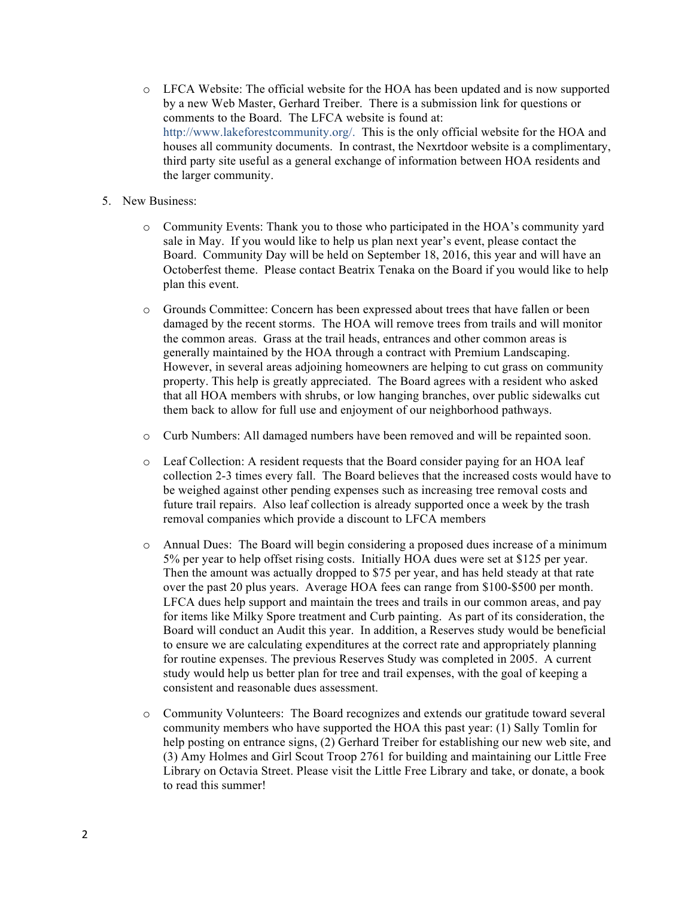- LFCA Website: The official website for the HOA has been updated and is now supported by a new Web Master, Gerhard Treiber. There is a submission link for questions or comments to the Board. The LFCA website is found at: http://www.lakeforestcommunity.org/. This is the only official website for the HOA and houses all community documents. In contrast, the Nexrtdoor website is a complimentary, third party site useful as a general exchange of information between HOA residents and the larger community.

5. New Business:

   - Community Events: Thank you to those who participated in the HOA's community yard sale in May. If you would like to help us plan next year's event, please contact the Board. Community Day will be held on September 18, 2016, this year and will have an Octoberfest theme. Please contact Beatrix Tenaka on the Board if you would like to help plan this event.

   - Grounds Committee: Concern has been expressed about trees that have fallen or been damaged by the recent storms. The HOA will remove trees from trails and will monitor the common areas. Grass at the trail heads, entrances and other common areas is generally maintained by the HOA through a contract with Premium Landscaping. However, in several areas adjoining homeowners are helping to cut grass on community property. This help is greatly appreciated. The Board agrees with a resident who asked that all HOA members with shrubs, or low hanging branches, over public sidewalks cut them back to allow for full use and enjoyment of our neighborhood pathways.

   - Curb Numbers: All damaged numbers have been removed and will be repainted soon.

   - Leaf Collection: A resident requests that the Board consider paying for an HOA leaf collection 2-3 times every fall. The Board believes that the increased costs would have to be weighed against other pending expenses such as increasing tree removal costs and future trail repairs. Also leaf collection is already supported once a week by the trash removal companies which provide a discount to LFCA members

   - Annual Dues: The Board will begin considering a proposed dues increase of a minimum 5% per year to help offset rising costs. Initially HOA dues were set at $125 per year. Then the amount was actually dropped to $75 per year, and has held steady at that rate over the past 20 plus years. Average HOA fees can range from $100-$500 per month. LFCA dues help support and maintain the trees and trails in our common areas, and pay for items like Milky Spore treatment and Curb painting. As part of its consideration, the Board will conduct an Audit this year. In addition, a Reserves study would be beneficial to ensure we are calculating expenditures at the correct rate and appropriately planning for routine expenses. The previous Reserves Study was completed in 2005. A current study would help us better plan for tree and trail expenses, with the goal of keeping a consistent and reasonable dues assessment.

   - Community Volunteers: The Board recognizes and extends our gratitude toward several community members who have supported the HOA this past year: (1) Sally Tomlin for help posting on entrance signs, (2) Gerhard Treiber for establishing our new web site, and (3) Amy Holmes and Girl Scout Troop 2761 for building and maintaining our Little Free Library on Octavia Street. Please visit the Little Free Library and take, or donate, a book to read this summer!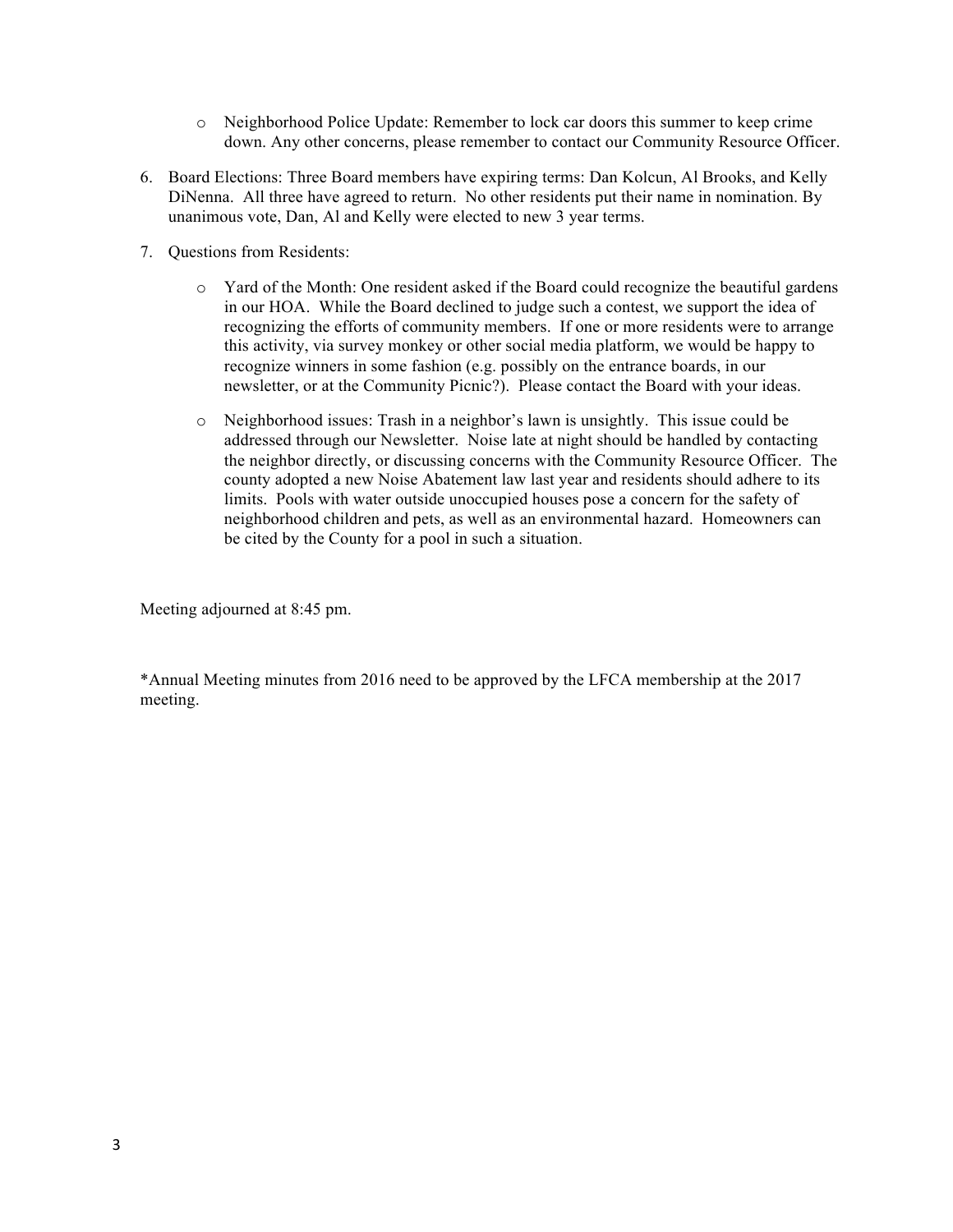- Neighborhood Police Update: Remember to lock car doors this summer to keep crime down. Any other concerns, please remember to contact our Community Resource Officer.

6. Board Elections: Three Board members have expiring terms: Dan Kolcun, Al Brooks, and Kelly DiNenna. All three have agreed to return. No other residents put their name in nomination. By unanimous vote, Dan, Al and Kelly were elected to new 3 year terms.

7. Questions from Residents:

    - Yard of the Month: One resident asked if the Board could recognize the beautiful gardens in our HOA. While the Board declined to judge such a contest, we support the idea of recognizing the efforts of community members. If one or more residents were to arrange this activity, via survey monkey or other social media platform, we would be happy to recognize winners in some fashion (e.g. possibly on the entrance boards, in our newsletter, or at the Community Picnic?). Please contact the Board with your ideas.

    - Neighborhood issues: Trash in a neighbor's lawn is unsightly. This issue could be addressed through our Newsletter. Noise late at night should be handled by contacting the neighbor directly, or discussing concerns with the Community Resource Officer. The county adopted a new Noise Abatement law last year and residents should adhere to its limits. Pools with water outside unoccupied houses pose a concern for the safety of neighborhood children and pets, as well as an environmental hazard. Homeowners can be cited by the County for a pool in such a situation.

Meeting adjourned at 8:45 pm.

*Annual Meeting minutes from 2016 need to be approved by the LFCA membership at the 2017 meeting.